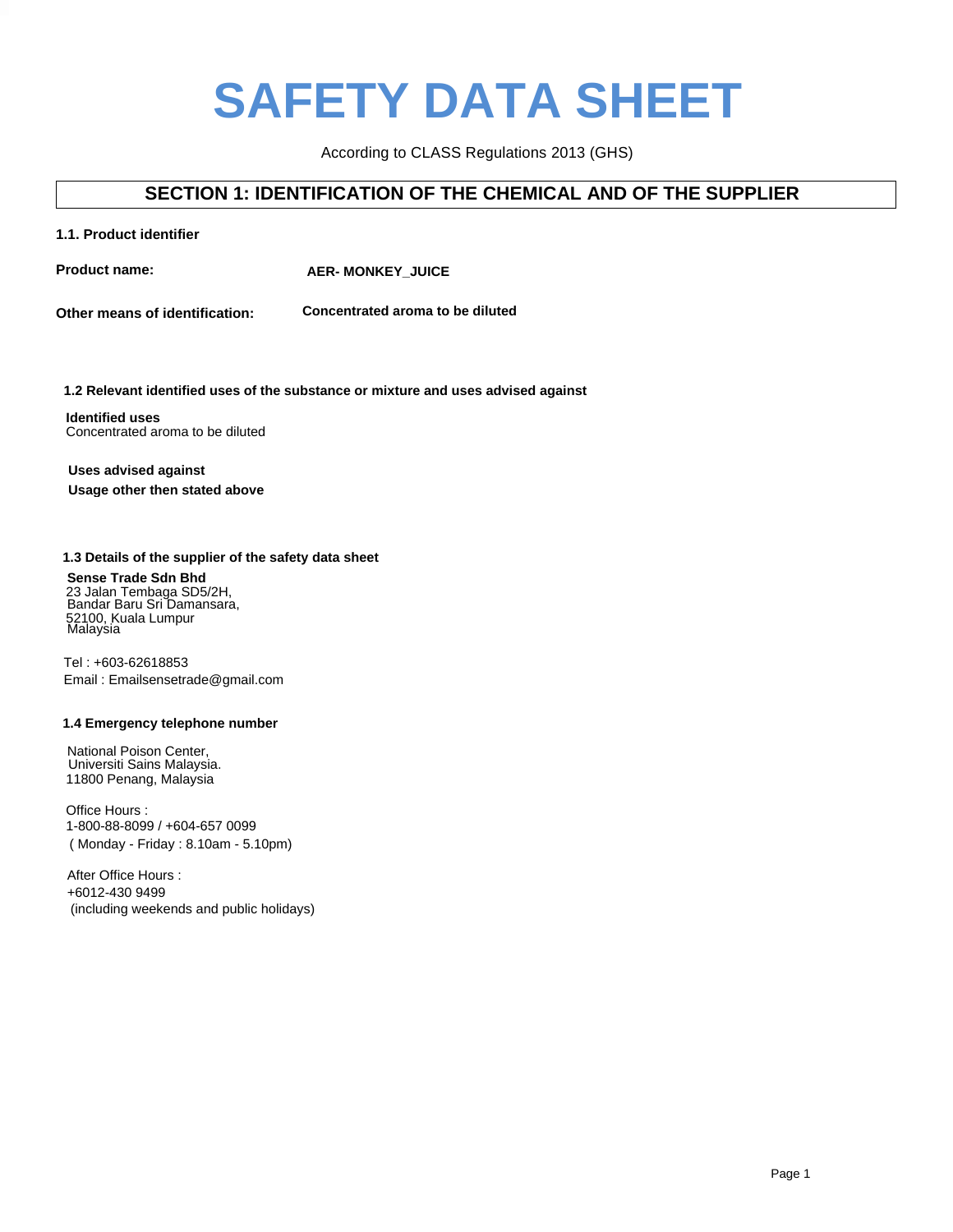# SAFETY DATA SHEET

According to CLASS Regulations 2013 (GHS)

## SECTION 1: IDENTIFICATION OF THE CHEMICAL AND OF THE SUPPLIER

### 1.1. Product identifier

**Product name:** **AER- MONKEY_JUICE**

**Other means of identification:** **Concentrated aroma to be diluted**

### 1.2 Relevant identified uses of the substance or mixture and uses advised against

**Identified uses**
Concentrated aroma to be diluted

**Uses advised against**
**Usage other then stated above**

### 1.3 Details of the supplier of the safety data sheet

**Sense Trade Sdn Bhd**
23 Jalan Tembaga SD5/2H,
Bandar Baru Sri Damansara,
52100, Kuala Lumpur
Malaysia

Tel : +603-62618853
Email : Emailsensetrade@gmail.com

### 1.4 Emergency telephone number

National Poison Center,
Universiti Sains Malaysia.
11800 Penang, Malaysia

Office Hours :
1-800-88-8099 / +604-657 0099
( Monday - Friday : 8.10am - 5.10pm)

After Office Hours :
+6012-430 9499
(including weekends and public holidays)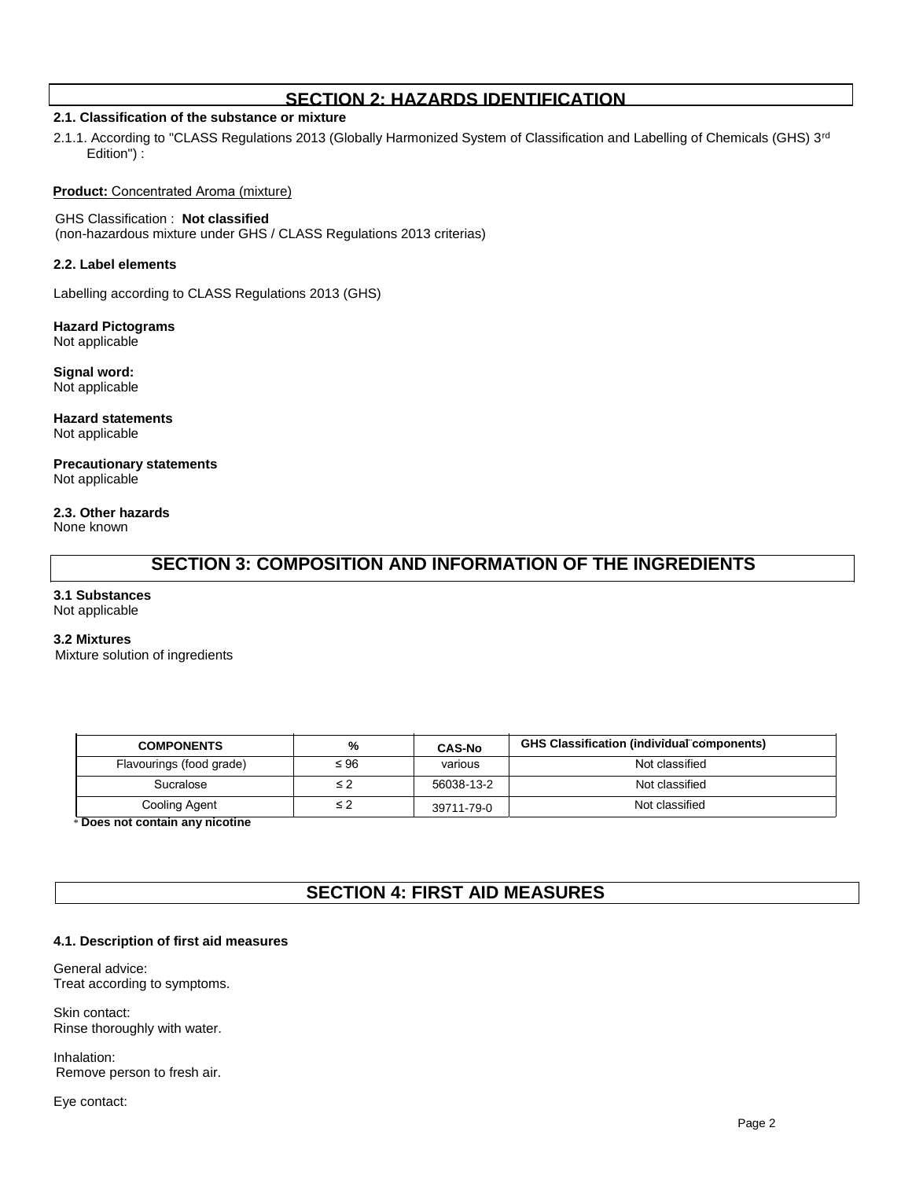## SECTION 2: HAZARDS IDENTIFICATION

**2.1. Classification of the substance or mixture**

2.1.1. According to "CLASS Regulations 2013 (Globally Harmonized System of Classification and Labelling of Chemicals (GHS) 3rd Edition") :

**Product:** Concentrated Aroma (mixture)

GHS Classification : **Not classified**
(non-hazardous mixture under GHS / CLASS Regulations 2013 criterias)

**2.2. Label elements**

Labelling according to CLASS Regulations 2013 (GHS)

**Hazard Pictograms**
Not applicable

**Signal word:**
Not applicable

**Hazard statements**
Not applicable

**Precautionary statements**
Not applicable

**2.3. Other hazards**
None known

## SECTION 3: COMPOSITION AND INFORMATION OF THE INGREDIENTS

**3.1 Substances**
Not applicable

**3.2 Mixtures**
Mixture solution of ingredients

| COMPONENTS | % | CAS-No | GHS Classification (individual components) |
|---|---|---|---|
| Flavourings (food grade) | ≤ 96 | various | Not classified |
| Sucralose | ≤ 2 | 56038-13-2 | Not classified |
| Cooling Agent | ≤ 2 | 39711-79-0 | Not classified |

* **Does not contain any nicotine**

## SECTION 4: FIRST AID MEASURES

**4.1. Description of first aid measures**

General advice:
Treat according to symptoms.

Skin contact:
Rinse thoroughly with water.

Inhalation:
Remove person to fresh air.

Eye contact: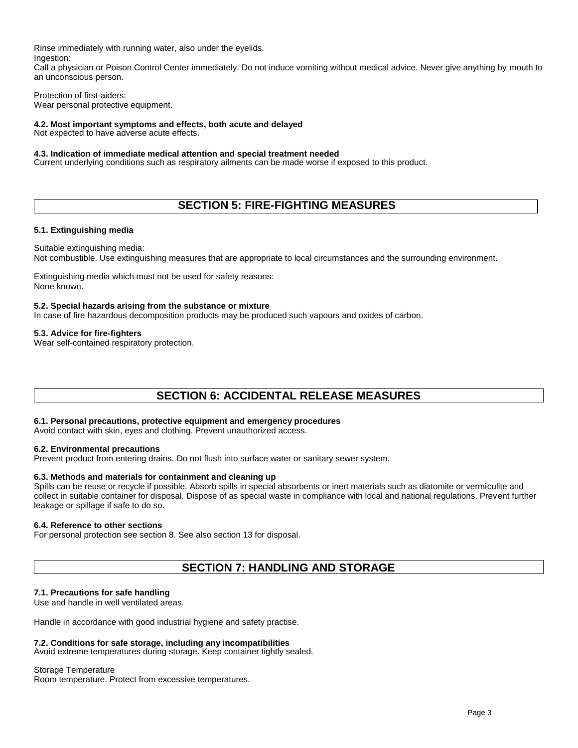Rinse immediately with running water, also under the eyelids.
Ingestion:
Call a physician or Poison Control Center immediately. Do not induce vomiting without medical advice. Never give anything by mouth to an unconscious person.

Protection of first-aiders:
Wear personal protective equipment.

**4.2. Most important symptoms and effects, both acute and delayed**
Not expected to have adverse acute effects.

**4.3. Indication of immediate medical attention and special treatment needed**
Current underlying conditions such as respiratory ailments can be made worse if exposed to this product.

## SECTION 5: FIRE-FIGHTING MEASURES

**5.1. Extinguishing media**

Suitable extinguishing media:
Not combustible. Use extinguishing measures that are appropriate to local circumstances and the surrounding environment.

Extinguishing media which must not be used for safety reasons:
None known.

**5.2. Special hazards arising from the substance or mixture**
In case of fire hazardous decomposition products may be produced such vapours and oxides of carbon.

**5.3. Advice for fire-fighters**
Wear self-contained respiratory protection.

## SECTION 6: ACCIDENTAL RELEASE MEASURES

**6.1. Personal precautions, protective equipment and emergency procedures**
Avoid contact with skin, eyes and clothing. Prevent unauthorized access.

**6.2. Environmental precautions**
Prevent product from entering drains. Do not flush into surface water or sanitary sewer system.

**6.3. Methods and materials for containment and cleaning up**
Spills can be reuse or recycle if possible. Absorb spills in special absorbents or inert materials such as diatomite or vermiculite and collect in suitable container for disposal. Dispose of as special waste in compliance with local and national regulations. Prevent further leakage or spillage if safe to do so.

**6.4. Reference to other sections**
For personal protection see section 8. See also section 13 for disposal.

## SECTION 7: HANDLING AND STORAGE

**7.1. Precautions for safe handling**
Use and handle in well ventilated areas.

Handle in accordance with good industrial hygiene and safety practise.

**7.2. Conditions for safe storage, including any incompatibilities**
Avoid extreme temperatures during storage. Keep container tightly sealed.

Storage Temperature
Room temperature. Protect from excessive temperatures.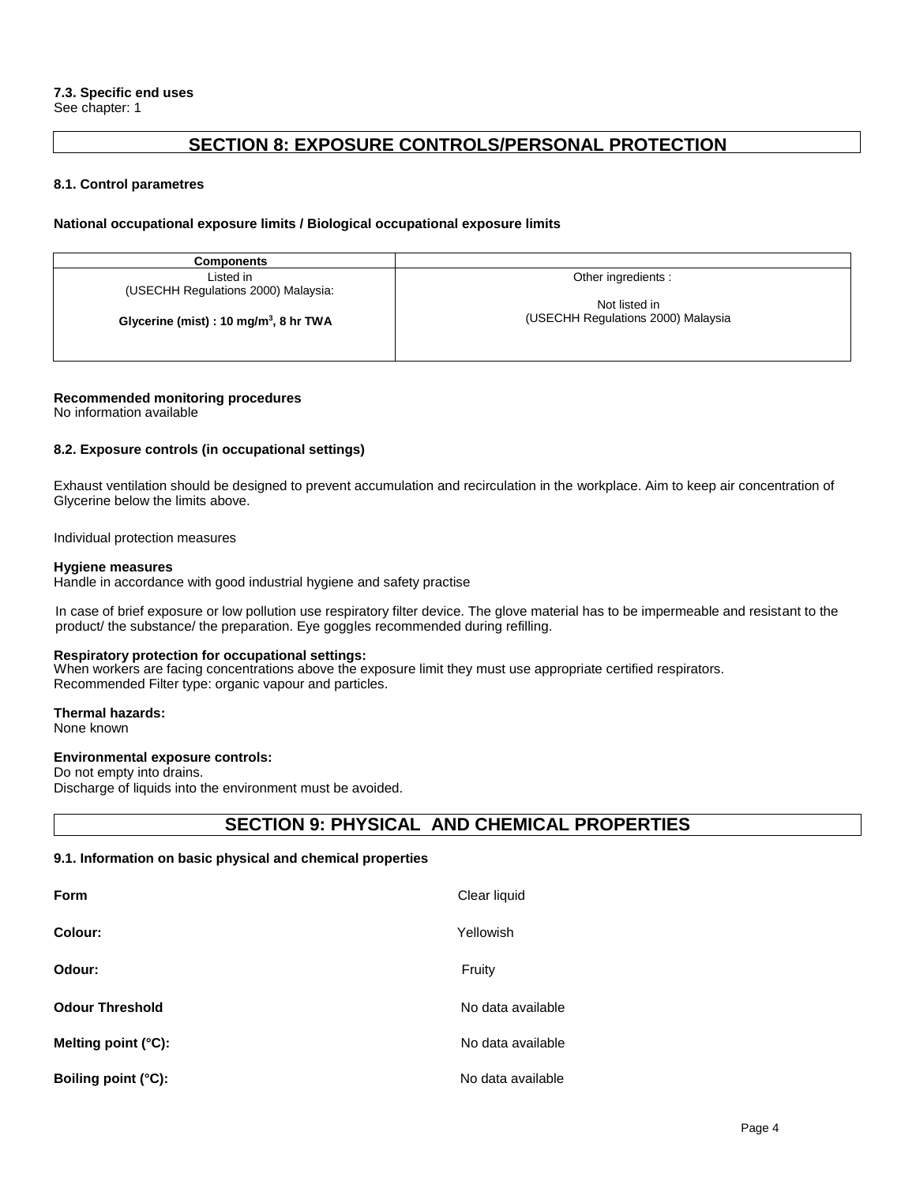**7.3. Specific end uses**
See chapter: 1

## SECTION 8: EXPOSURE CONTROLS/PERSONAL PROTECTION

**8.1. Control parametres**

**National occupational exposure limits / Biological occupational exposure limits**

| Components | |
|---|---|
| Listed in (USECHH Regulations 2000) Malaysia: **Glycerine (mist) : 10 mg/m$^3$, 8 hr TWA** | Other ingredients : Not listed in (USECHH Regulations 2000) Malaysia |

**Recommended monitoring procedures**
No information available

**8.2. Exposure controls (in occupational settings)**

Exhaust ventilation should be designed to prevent accumulation and recirculation in the workplace. Aim to keep air concentration of Glycerine below the limits above.

Individual protection measures

**Hygiene measures**
Handle in accordance with good industrial hygiene and safety practise

In case of brief exposure or low pollution use respiratory filter device. The glove material has to be impermeable and resistant to the product/ the substance/ the preparation. Eye goggles recommended during refilling.

**Respiratory protection for occupational settings:**
When workers are facing concentrations above the exposure limit they must use appropriate certified respirators.
Recommended Filter type: organic vapour and particles.

**Thermal hazards:**
None known

**Environmental exposure controls:**
Do not empty into drains.
Discharge of liquids into the environment must be avoided.

## SECTION 9: PHYSICAL AND CHEMICAL PROPERTIES

**9.1. Information on basic physical and chemical properties**

| | |
|---|---|
| **Form** | Clear liquid |
| **Colour:** | Yellowish |
| **Odour:** | Fruity |
| **Odour Threshold** | No data available |
| **Melting point (°C):** | No data available |
| **Boiling point (°C):** | No data available |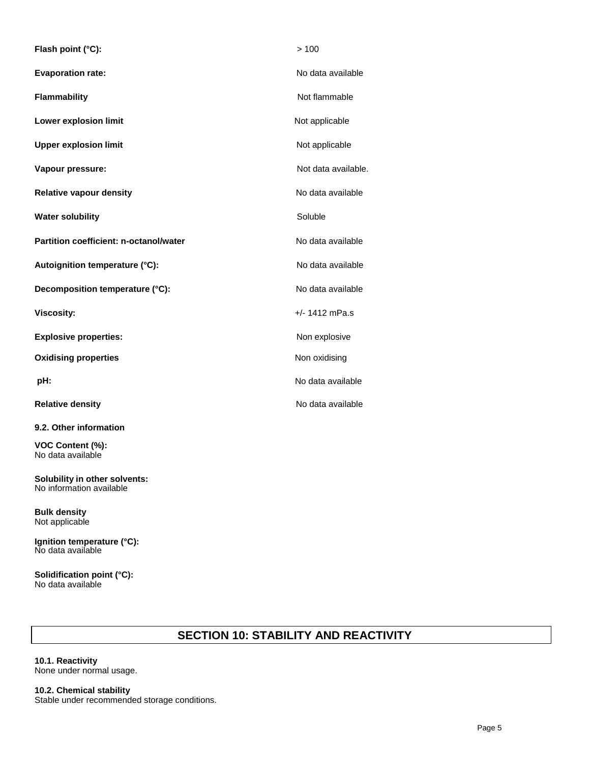| | |
|---|---|
| **Flash point (°C):** | > 100 |
| **Evaporation rate:** | No data available |
| **Flammability** | Not flammable |
| **Lower explosion limit** | Not applicable |
| **Upper explosion limit** | Not applicable |
| **Vapour pressure:** | Not data available. |
| **Relative vapour density** | No data available |
| **Water solubility** | Soluble |
| **Partition coefficient: n-octanol/water** | No data available |
| **Autoignition temperature (°C):** | No data available |
| **Decomposition temperature (°C):** | No data available |
| **Viscosity:** | +/- 1412 mPa.s |
| **Explosive properties:** | Non explosive |
| **Oxidising properties** | Non oxidising |
| **pH:** | No data available |
| **Relative density** | No data available |

**9.2. Other information**

**VOC Content (%):**
No data available

**Solubility in other solvents:**
No information available

**Bulk density**
Not applicable

**Ignition temperature (°C):**
No data available

**Solidification point (°C):**
No data available

## SECTION 10: STABILITY AND REACTIVITY

**10.1. Reactivity**
None under normal usage.

**10.2. Chemical stability**
Stable under recommended storage conditions.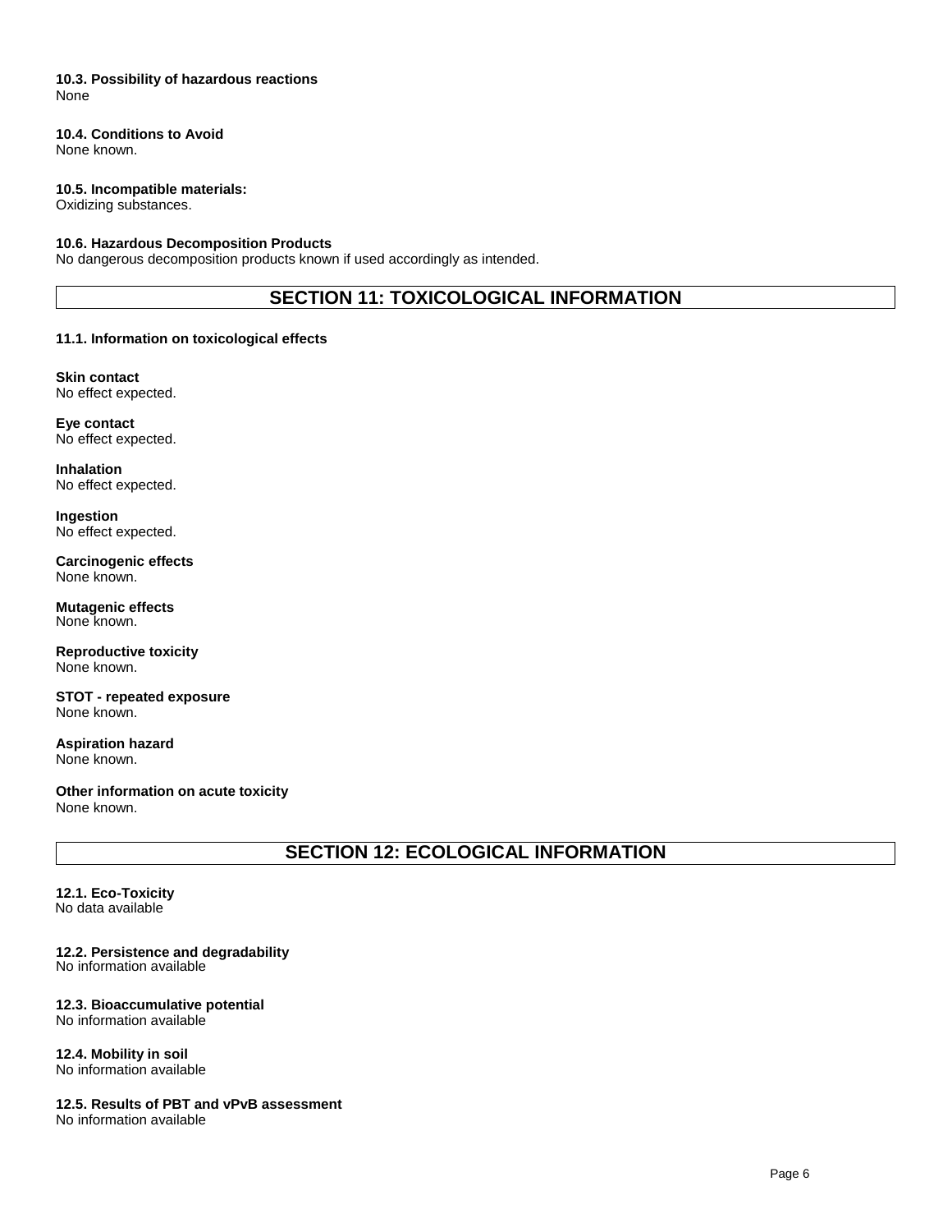### 10.3. Possibility of hazardous reactions

None

### 10.4. Conditions to Avoid

None known.

### 10.5. Incompatible materials:

Oxidizing substances.

### 10.6. Hazardous Decomposition Products

No dangerous decomposition products known if used accordingly as intended.

## SECTION 11: TOXICOLOGICAL INFORMATION

### 11.1. Information on toxicological effects

**Skin contact**
No effect expected.

**Eye contact**
No effect expected.

**Inhalation**
No effect expected.

**Ingestion**
No effect expected.

**Carcinogenic effects**
None known.

**Mutagenic effects**
None known.

**Reproductive toxicity**
None known.

**STOT - repeated exposure**
None known.

**Aspiration hazard**
None known.

**Other information on acute toxicity**
None known.

## SECTION 12: ECOLOGICAL INFORMATION

### 12.1. Eco-Toxicity

No data available

### 12.2. Persistence and degradability

No information available

### 12.3. Bioaccumulative potential

No information available

### 12.4. Mobility in soil

No information available

### 12.5. Results of PBT and vPvB assessment

No information available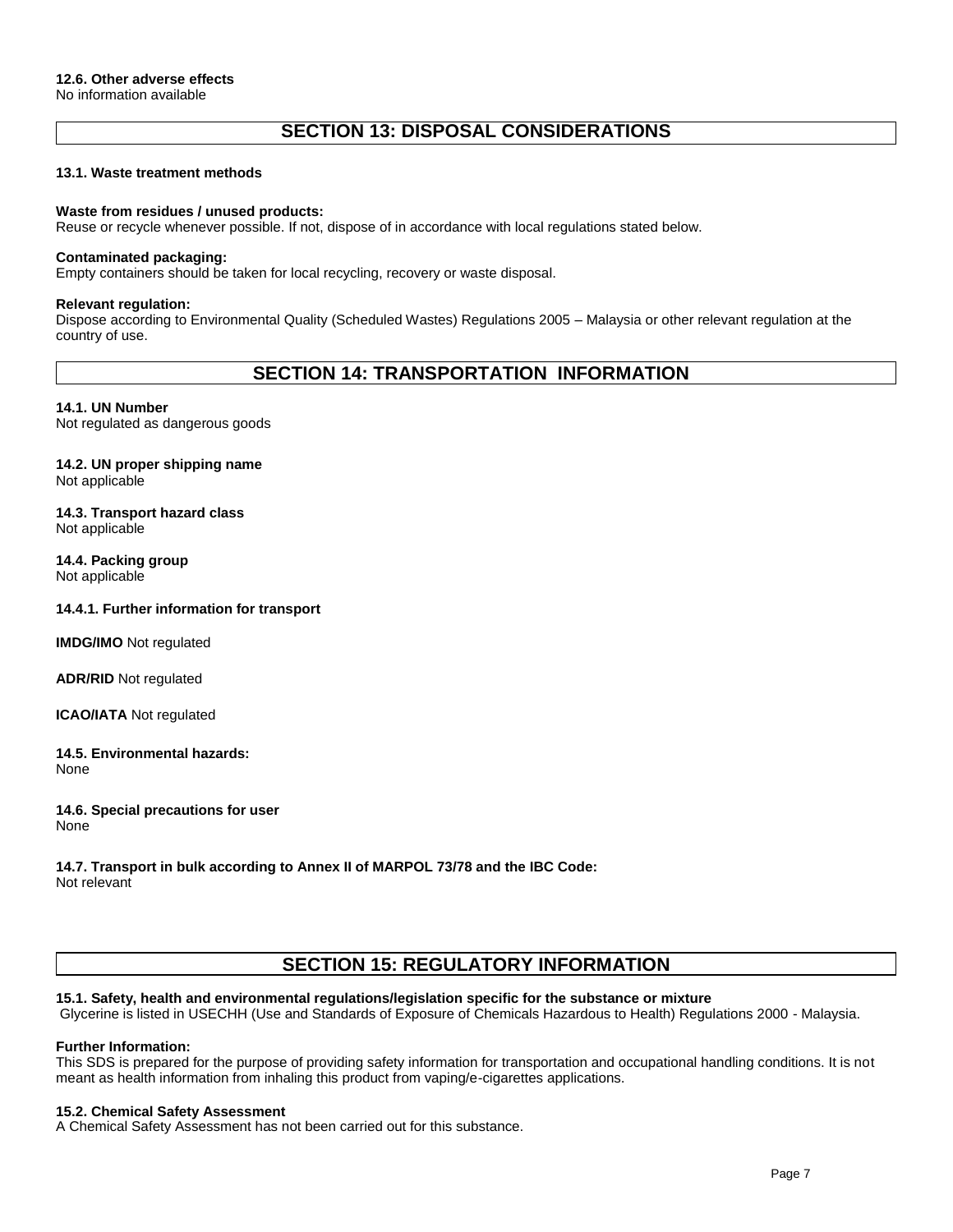#### 12.6. Other adverse effects

No information available

## SECTION 13: DISPOSAL CONSIDERATIONS

### 13.1. Waste treatment methods

**Waste from residues / unused products:**
Reuse or recycle whenever possible. If not, dispose of in accordance with local regulations stated below.

**Contaminated packaging:**
Empty containers should be taken for local recycling, recovery or waste disposal.

**Relevant regulation:**
Dispose according to Environmental Quality (Scheduled Wastes) Regulations 2005 – Malaysia or other relevant regulation at the country of use.

## SECTION 14: TRANSPORTATION INFORMATION

### 14.1. UN Number

Not regulated as dangerous goods

### 14.2. UN proper shipping name

Not applicable

### 14.3. Transport hazard class

Not applicable

### 14.4. Packing group

Not applicable

#### 14.4.1. Further information for transport

**IMDG/IMO** Not regulated

**ADR/RID** Not regulated

**ICAO/IATA** Not regulated

### 14.5. Environmental hazards:

None

### 14.6. Special precautions for user

None

### 14.7. Transport in bulk according to Annex II of MARPOL 73/78 and the IBC Code:

Not relevant

## SECTION 15: REGULATORY INFORMATION

### 15.1. Safety, health and environmental regulations/legislation specific for the substance or mixture

Glycerine is listed in USECHH (Use and Standards of Exposure of Chemicals Hazardous to Health) Regulations 2000 - Malaysia.

**Further Information:**
This SDS is prepared for the purpose of providing safety information for transportation and occupational handling conditions. It is not meant as health information from inhaling this product from vaping/e-cigarettes applications.

### 15.2. Chemical Safety Assessment

A Chemical Safety Assessment has not been carried out for this substance.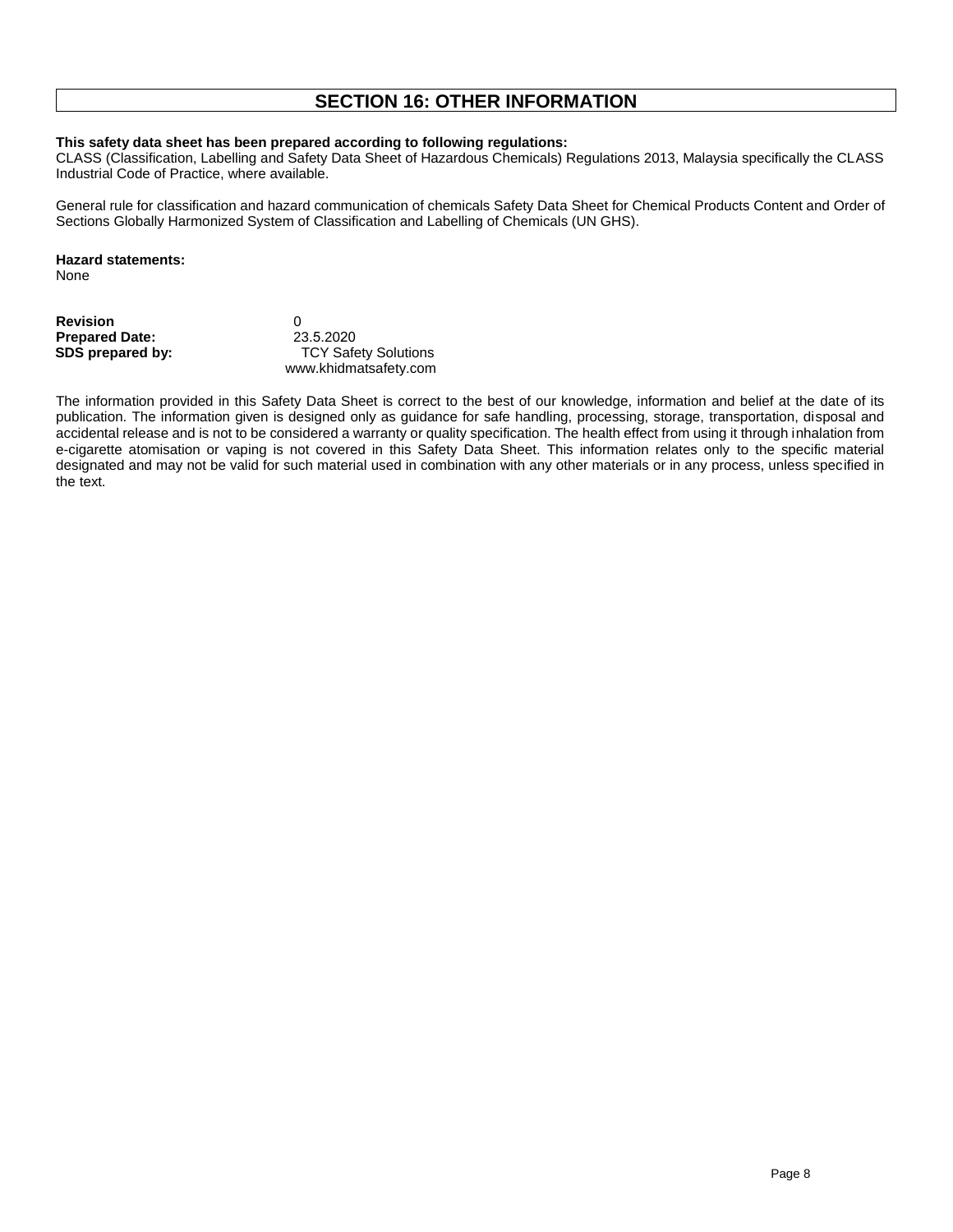# SECTION 16: OTHER INFORMATION

**This safety data sheet has been prepared according to following regulations:**
CLASS (Classification, Labelling and Safety Data Sheet of Hazardous Chemicals) Regulations 2013, Malaysia specifically the CLASS Industrial Code of Practice, where available.

General rule for classification and hazard communication of chemicals Safety Data Sheet for Chemical Products Content and Order of Sections Globally Harmonized System of Classification and Labelling of Chemicals (UN GHS).

**Hazard statements:**
None

| | |
|---|---|
| **Revision** | 0 |
| **Prepared Date:** | 23.5.2020 |
| **SDS prepared by:** | TCY Safety Solutions<br>www.khidmatsafety.com |

The information provided in this Safety Data Sheet is correct to the best of our knowledge, information and belief at the date of its publication. The information given is designed only as guidance for safe handling, processing, storage, transportation, disposal and accidental release and is not to be considered a warranty or quality specification. The health effect from using it through inhalation from e-cigarette atomisation or vaping is not covered in this Safety Data Sheet. This information relates only to the specific material designated and may not be valid for such material used in combination with any other materials or in any process, unless specified in the text.